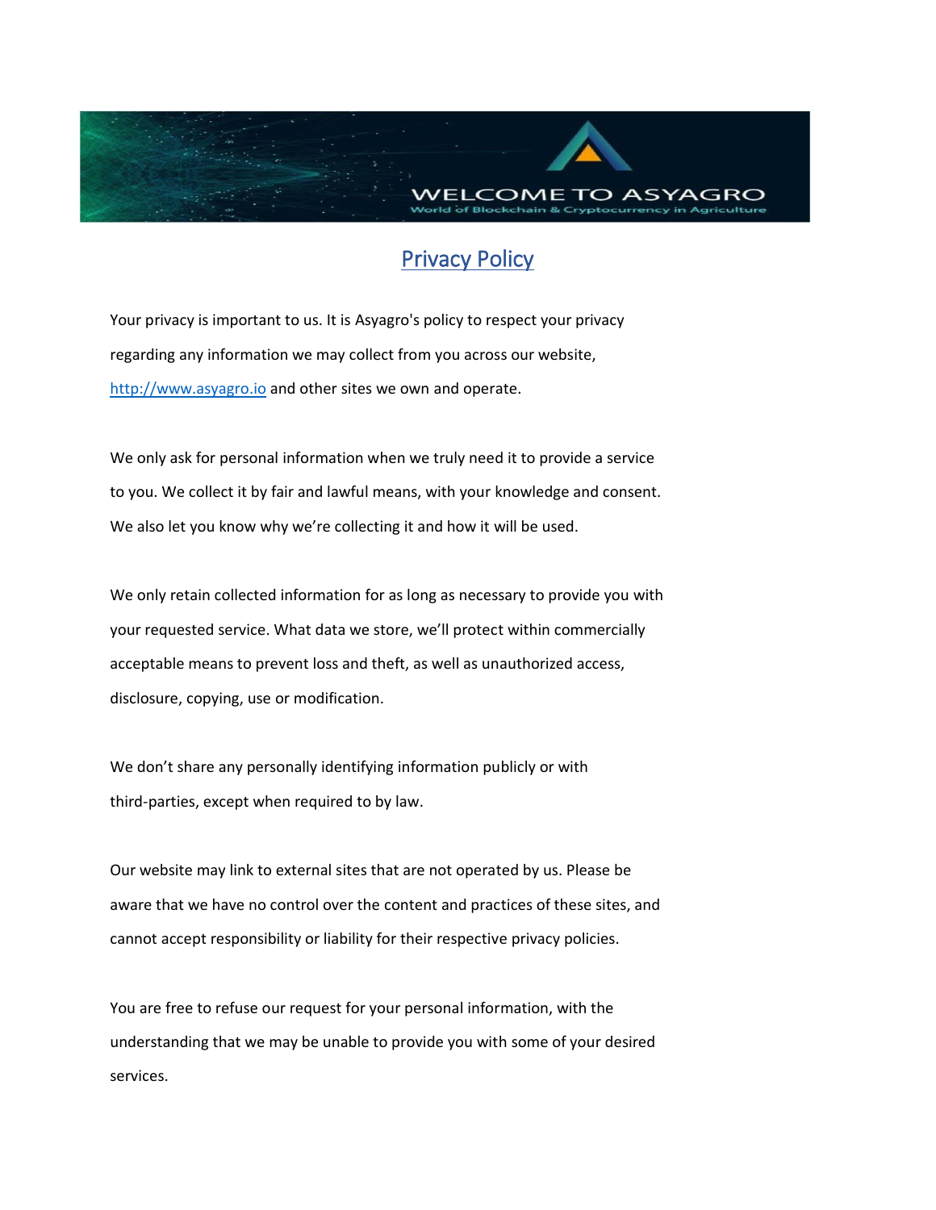WELCOME TO ASYAGRO

World of Blockchain & Cryptocurrency in Agriculture

# Privacy Policy

Your privacy is important to us. It is Asyagro's policy to respect your privacy regarding any information we may collect from you across our website, http://www.asyagro.io and other sites we own and operate.

We only ask for personal information when we truly need it to provide a service to you. We collect it by fair and lawful means, with your knowledge and consent. We also let you know why we're collecting it and how it will be used.

We only retain collected information for as long as necessary to provide you with your requested service. What data we store, we'll protect within commercially acceptable means to prevent loss and theft, as well as unauthorized access, disclosure, copying, use or modification.

We don't share any personally identifying information publicly or with third-parties, except when required to by law.

Our website may link to external sites that are not operated by us. Please be aware that we have no control over the content and practices of these sites, and cannot accept responsibility or liability for their respective privacy policies.

You are free to refuse our request for your personal information, with the understanding that we may be unable to provide you with some of your desired services.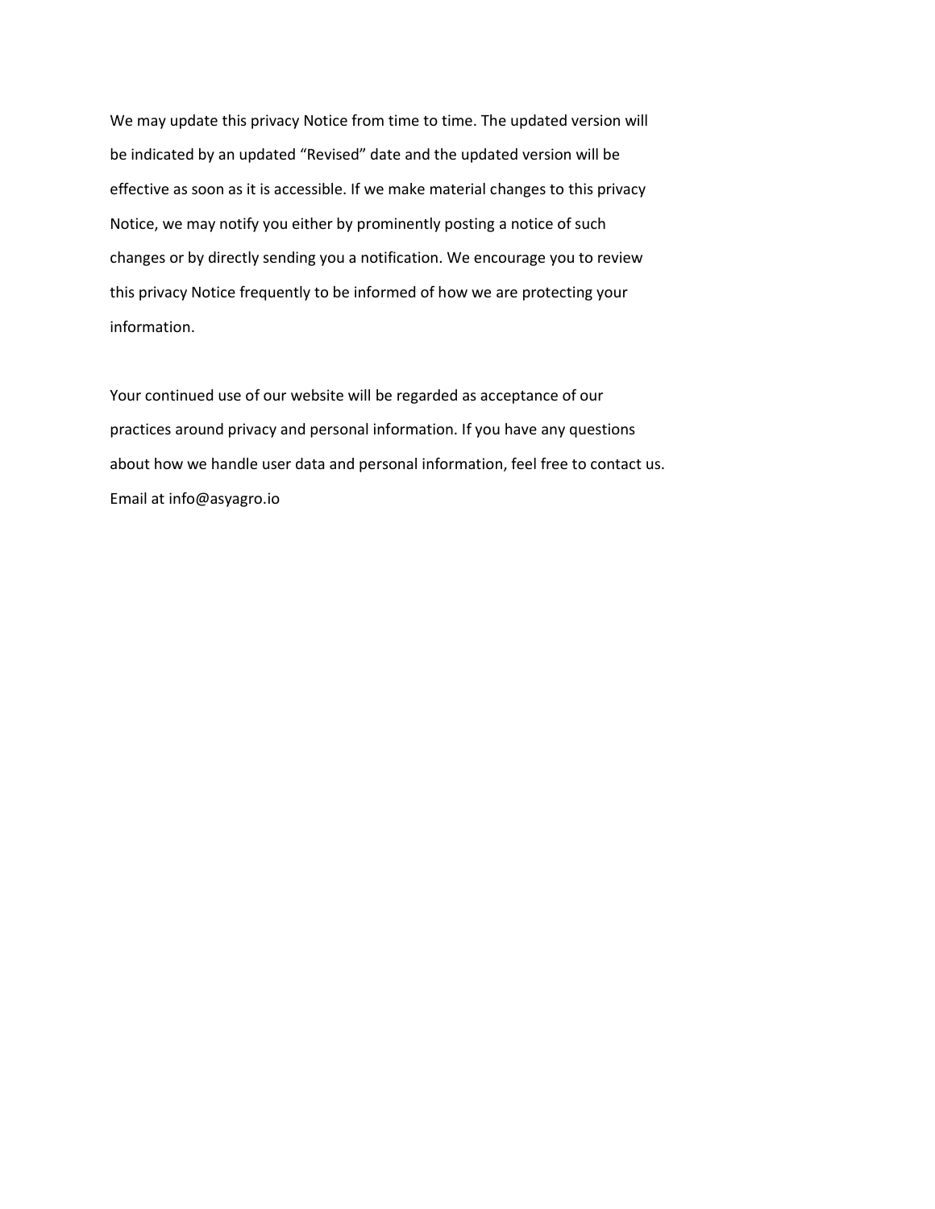We may update this privacy Notice from time to time. The updated version will be indicated by an updated “Revised” date and the updated version will be effective as soon as it is accessible. If we make material changes to this privacy Notice, we may notify you either by prominently posting a notice of such changes or by directly sending you a notification. We encourage you to review this privacy Notice frequently to be informed of how we are protecting your information.

Your continued use of our website will be regarded as acceptance of our practices around privacy and personal information. If you have any questions about how we handle user data and personal information, feel free to contact us. Email at info@asyagro.io